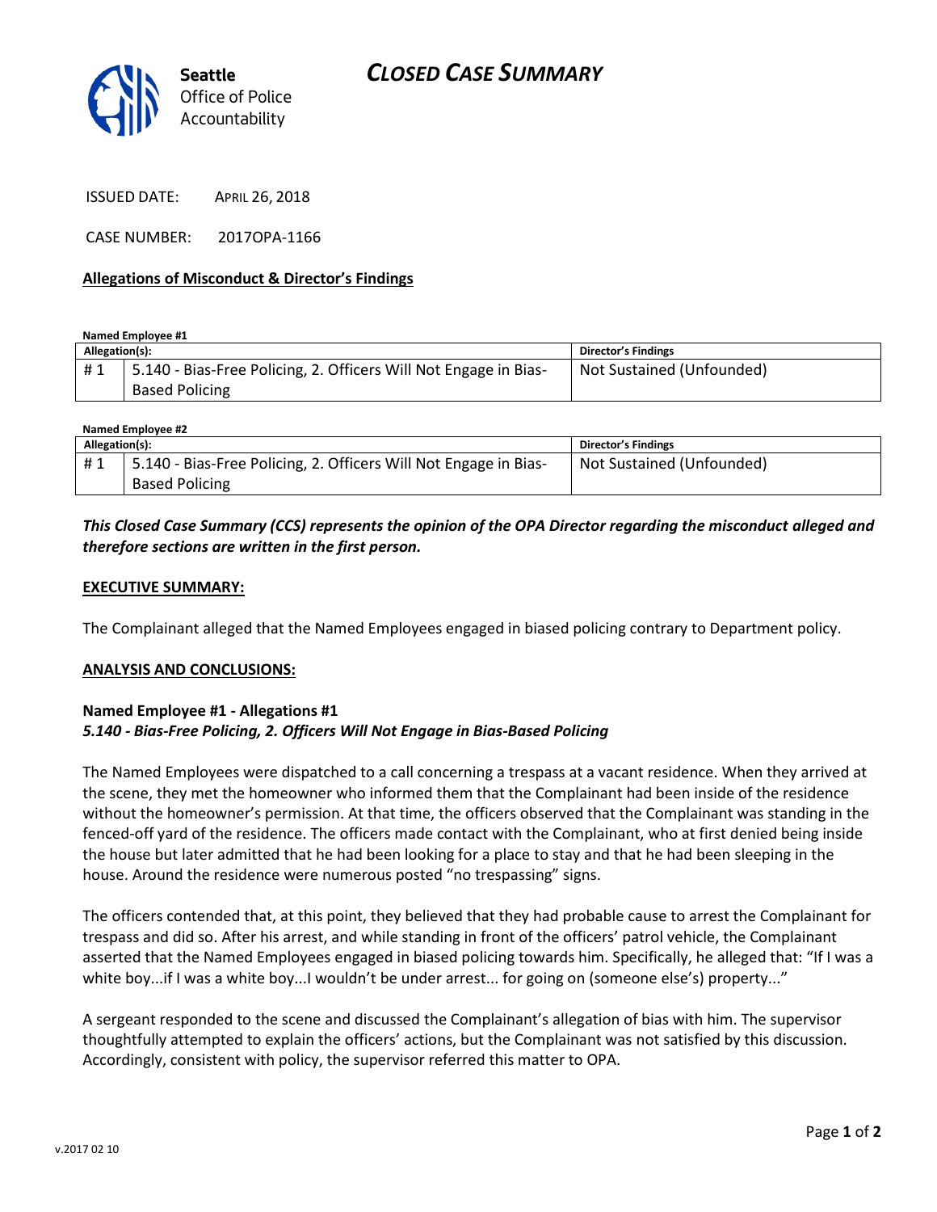# CLOSED CASE SUMMARY

Seattle Office of Police Accountability

ISSUED DATE: APRIL 26, 2018

CASE NUMBER: 2017OPA-1166

## Allegations of Misconduct & Director's Findings

**Named Employee #1**

| Allegation(s): | | Director's Findings |
|---|---|---|
| # 1 | 5.140 - Bias-Free Policing, 2. Officers Will Not Engage in Bias-Based Policing | Not Sustained (Unfounded) |

**Named Employee #2**

| Allegation(s): | | Director's Findings |
|---|---|---|
| # 1 | 5.140 - Bias-Free Policing, 2. Officers Will Not Engage in Bias-Based Policing | Not Sustained (Unfounded) |

***This Closed Case Summary (CCS) represents the opinion of the OPA Director regarding the misconduct alleged and therefore sections are written in the first person.***

## EXECUTIVE SUMMARY:

The Complainant alleged that the Named Employees engaged in biased policing contrary to Department policy.

## ANALYSIS AND CONCLUSIONS:

### Named Employee #1 - Allegations #1
***5.140 - Bias-Free Policing, 2. Officers Will Not Engage in Bias-Based Policing***

The Named Employees were dispatched to a call concerning a trespass at a vacant residence. When they arrived at the scene, they met the homeowner who informed them that the Complainant had been inside of the residence without the homeowner's permission. At that time, the officers observed that the Complainant was standing in the fenced-off yard of the residence. The officers made contact with the Complainant, who at first denied being inside the house but later admitted that he had been looking for a place to stay and that he had been sleeping in the house. Around the residence were numerous posted "no trespassing" signs.

The officers contended that, at this point, they believed that they had probable cause to arrest the Complainant for trespass and did so. After his arrest, and while standing in front of the officers' patrol vehicle, the Complainant asserted that the Named Employees engaged in biased policing towards him. Specifically, he alleged that: "If I was a white boy...if I was a white boy...I wouldn't be under arrest... for going on (someone else's) property..."

A sergeant responded to the scene and discussed the Complainant's allegation of bias with him. The supervisor thoughtfully attempted to explain the officers' actions, but the Complainant was not satisfied by this discussion. Accordingly, consistent with policy, the supervisor referred this matter to OPA.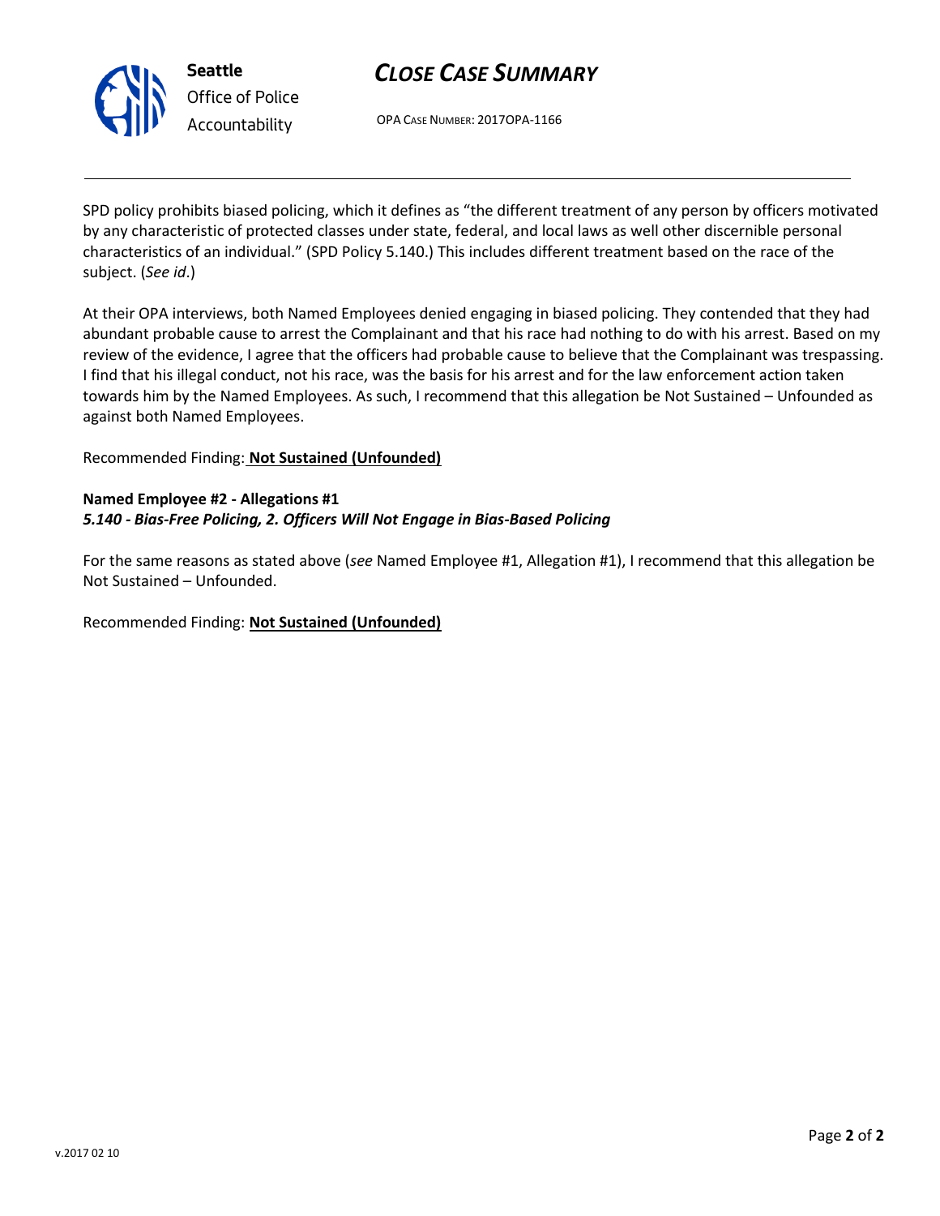SPD policy prohibits biased policing, which it defines as "the different treatment of any person by officers motivated by any characteristic of protected classes under state, federal, and local laws as well other discernible personal characteristics of an individual." (SPD Policy 5.140.) This includes different treatment based on the race of the subject. (*See id*.)

At their OPA interviews, both Named Employees denied engaging in biased policing. They contended that they had abundant probable cause to arrest the Complainant and that his race had nothing to do with his arrest. Based on my review of the evidence, I agree that the officers had probable cause to believe that the Complainant was trespassing. I find that his illegal conduct, not his race, was the basis for his arrest and for the law enforcement action taken towards him by the Named Employees. As such, I recommend that this allegation be Not Sustained – Unfounded as against both Named Employees.

Recommended Finding: **Not Sustained (Unfounded)**

**Named Employee #2 - Allegations #1**
***5.140 - Bias-Free Policing, 2. Officers Will Not Engage in Bias-Based Policing***

For the same reasons as stated above (*see* Named Employee #1, Allegation #1), I recommend that this allegation be Not Sustained – Unfounded.

Recommended Finding: **Not Sustained (Unfounded)**